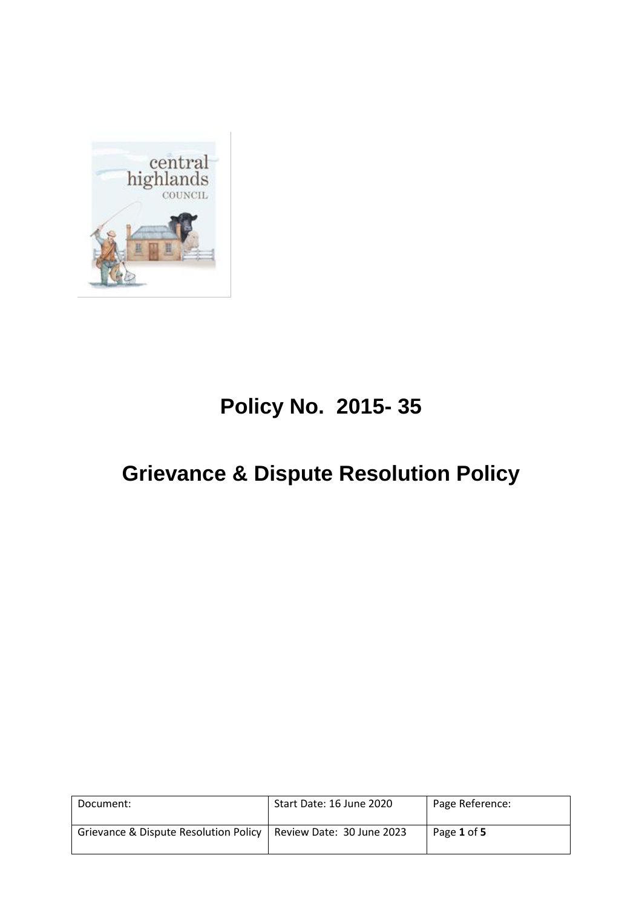# Policy No. 2015- 35

# Grievance & Dispute Resolution Policy

| Document: | Start Date: 16 June 2020 | Page Reference: |
| --- | --- | --- |
| Grievance & Dispute Resolution Policy | Review Date: 30 June 2023 | Page **1** of **5** |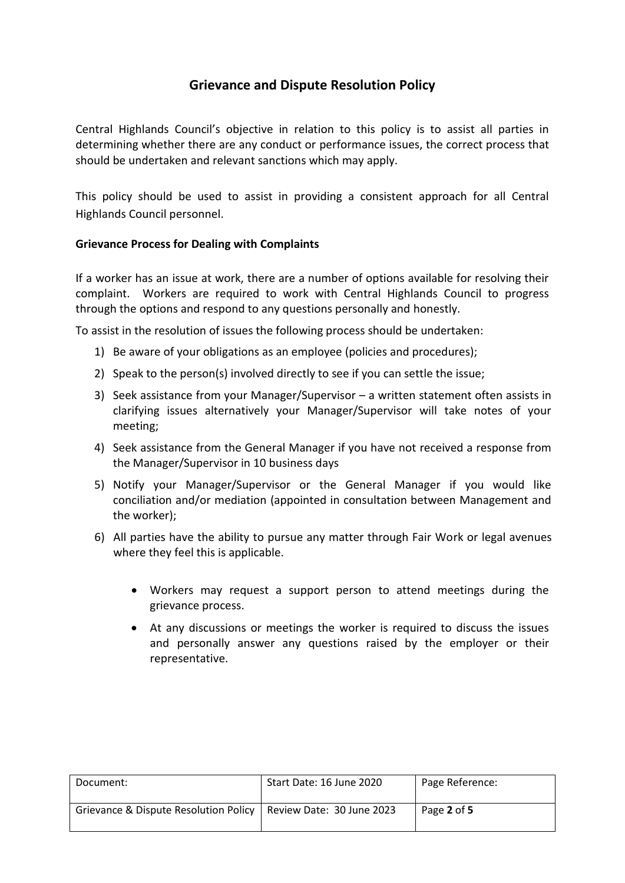# Grievance and Dispute Resolution Policy

Central Highlands Council's objective in relation to this policy is to assist all parties in determining whether there are any conduct or performance issues, the correct process that should be undertaken and relevant sanctions which may apply.

This policy should be used to assist in providing a consistent approach for all Central Highlands Council personnel.

**Grievance Process for Dealing with Complaints**

If a worker has an issue at work, there are a number of options available for resolving their complaint. Workers are required to work with Central Highlands Council to progress through the options and respond to any questions personally and honestly.

To assist in the resolution of issues the following process should be undertaken:

1) Be aware of your obligations as an employee (policies and procedures);
2) Speak to the person(s) involved directly to see if you can settle the issue;
3) Seek assistance from your Manager/Supervisor – a written statement often assists in clarifying issues alternatively your Manager/Supervisor will take notes of your meeting;
4) Seek assistance from the General Manager if you have not received a response from the Manager/Supervisor in 10 business days
5) Notify your Manager/Supervisor or the General Manager if you would like conciliation and/or mediation (appointed in consultation between Management and the worker);
6) All parties have the ability to pursue any matter through Fair Work or legal avenues where they feel this is applicable.

   - Workers may request a support person to attend meetings during the grievance process.
   - At any discussions or meetings the worker is required to discuss the issues and personally answer any questions raised by the employer or their representative.

| Document: | Start Date: 16 June 2020 | Page Reference: |
|---|---|---|
| Grievance & Dispute Resolution Policy | Review Date: 30 June 2023 | Page **2** of **5** |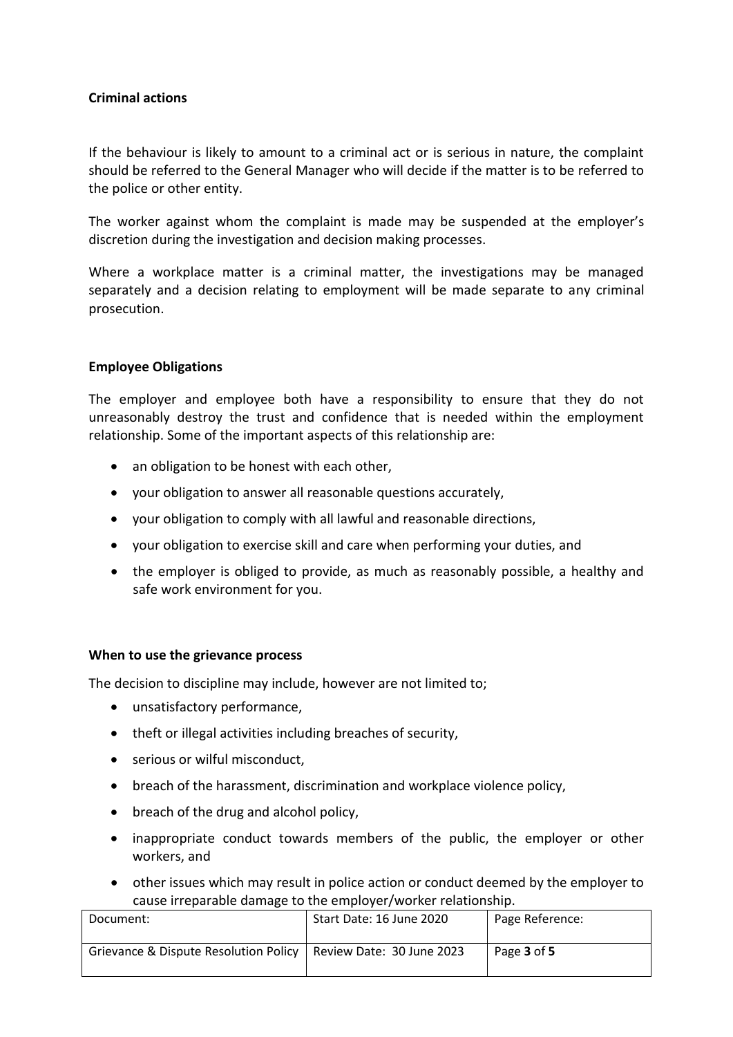**Criminal actions**

If the behaviour is likely to amount to a criminal act or is serious in nature, the complaint should be referred to the General Manager who will decide if the matter is to be referred to the police or other entity.

The worker against whom the complaint is made may be suspended at the employer's discretion during the investigation and decision making processes.

Where a workplace matter is a criminal matter, the investigations may be managed separately and a decision relating to employment will be made separate to any criminal prosecution.

**Employee Obligations**

The employer and employee both have a responsibility to ensure that they do not unreasonably destroy the trust and confidence that is needed within the employment relationship. Some of the important aspects of this relationship are:

- an obligation to be honest with each other,
- your obligation to answer all reasonable questions accurately,
- your obligation to comply with all lawful and reasonable directions,
- your obligation to exercise skill and care when performing your duties, and
- the employer is obliged to provide, as much as reasonably possible, a healthy and safe work environment for you.

**When to use the grievance process**

The decision to discipline may include, however are not limited to;

- unsatisfactory performance,
- theft or illegal activities including breaches of security,
- serious or wilful misconduct,
- breach of the harassment, discrimination and workplace violence policy,
- breach of the drug and alcohol policy,
- inappropriate conduct towards members of the public, the employer or other workers, and
- other issues which may result in police action or conduct deemed by the employer to cause irreparable damage to the employer/worker relationship.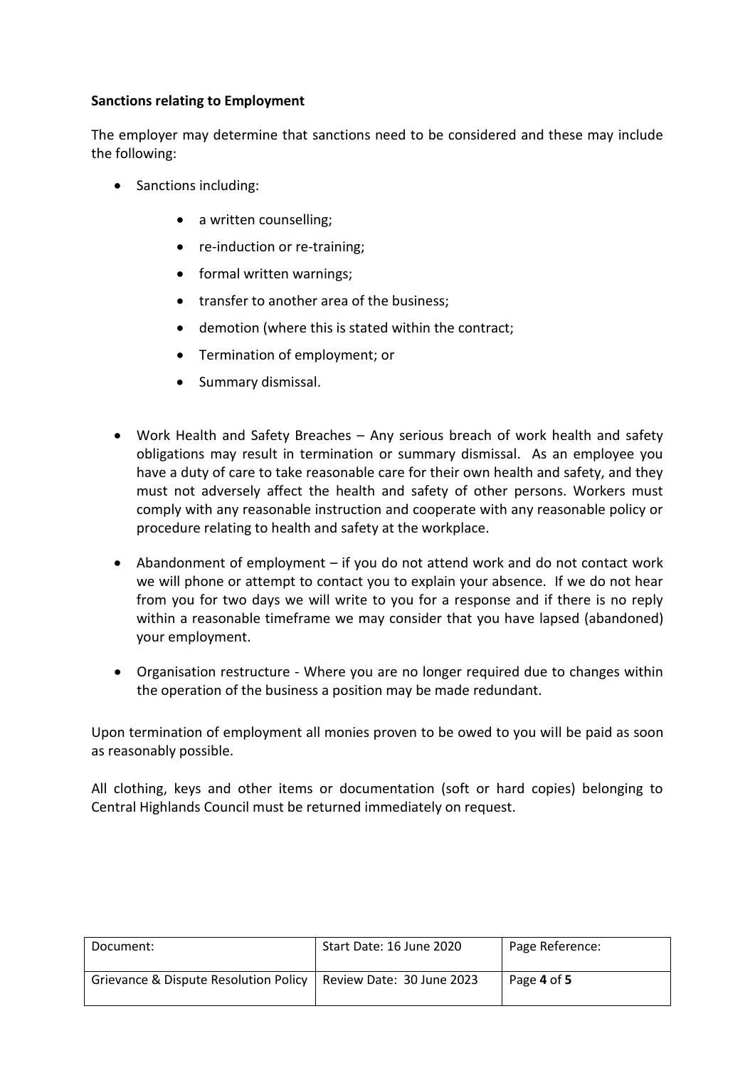**Sanctions relating to Employment**

The employer may determine that sanctions need to be considered and these may include the following:

- Sanctions including:
    - a written counselling;
    - re-induction or re-training;
    - formal written warnings;
    - transfer to another area of the business;
    - demotion (where this is stated within the contract;
    - Termination of employment; or
    - Summary dismissal.

- Work Health and Safety Breaches – Any serious breach of work health and safety obligations may result in termination or summary dismissal. As an employee you have a duty of care to take reasonable care for their own health and safety, and they must not adversely affect the health and safety of other persons. Workers must comply with any reasonable instruction and cooperate with any reasonable policy or procedure relating to health and safety at the workplace.

- Abandonment of employment – if you do not attend work and do not contact work we will phone or attempt to contact you to explain your absence. If we do not hear from you for two days we will write to you for a response and if there is no reply within a reasonable timeframe we may consider that you have lapsed (abandoned) your employment.

- Organisation restructure - Where you are no longer required due to changes within the operation of the business a position may be made redundant.

Upon termination of employment all monies proven to be owed to you will be paid as soon as reasonably possible.

All clothing, keys and other items or documentation (soft or hard copies) belonging to Central Highlands Council must be returned immediately on request.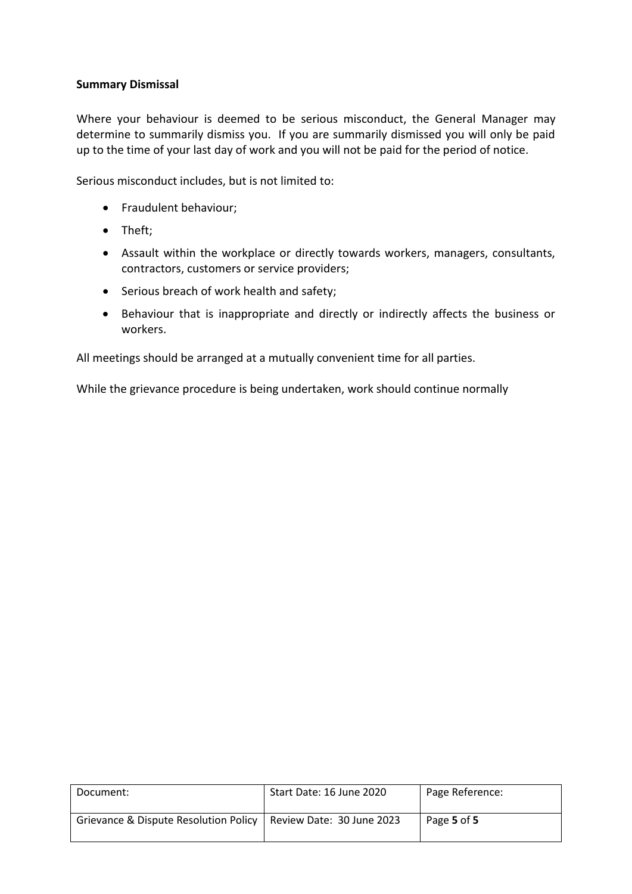**Summary Dismissal**

Where your behaviour is deemed to be serious misconduct, the General Manager may determine to summarily dismiss you. If you are summarily dismissed you will only be paid up to the time of your last day of work and you will not be paid for the period of notice.

Serious misconduct includes, but is not limited to:

- Fraudulent behaviour;
- Theft;
- Assault within the workplace or directly towards workers, managers, consultants, contractors, customers or service providers;
- Serious breach of work health and safety;
- Behaviour that is inappropriate and directly or indirectly affects the business or workers.

All meetings should be arranged at a mutually convenient time for all parties.

While the grievance procedure is being undertaken, work should continue normally